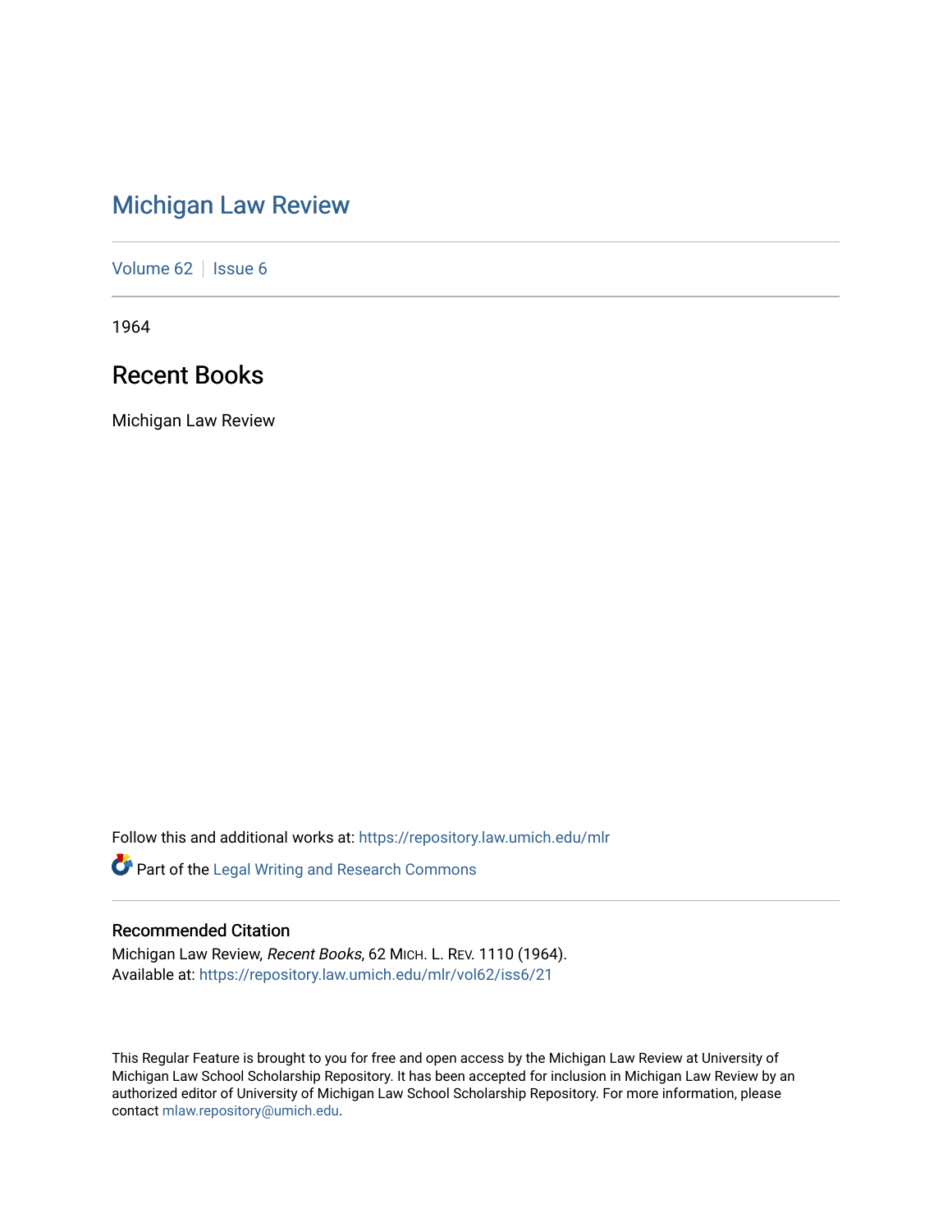# Michigan Law Review

Volume 62 | Issue 6

1964

## Recent Books

Michigan Law Review

Follow this and additional works at: https://repository.law.umich.edu/mlr

Part of the Legal Writing and Research Commons

### Recommended Citation

Michigan Law Review, *Recent Books*, 62 MICH. L. REV. 1110 (1964).
Available at: https://repository.law.umich.edu/mlr/vol62/iss6/21

This Regular Feature is brought to you for free and open access by the Michigan Law Review at University of Michigan Law School Scholarship Repository. It has been accepted for inclusion in Michigan Law Review by an authorized editor of University of Michigan Law School Scholarship Repository. For more information, please contact mlaw.repository@umich.edu.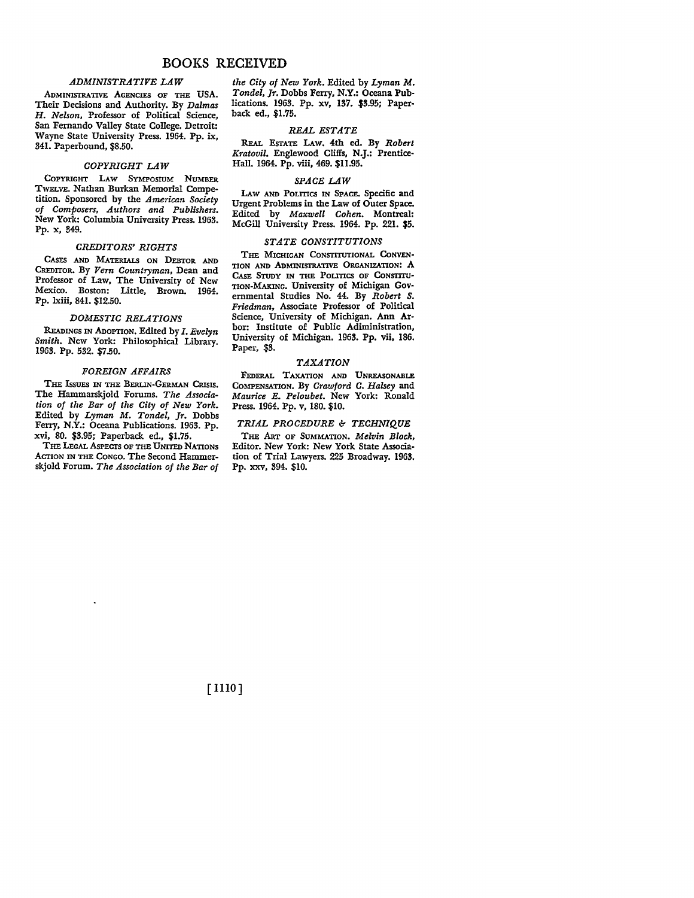# BOOKS RECEIVED

### *ADMINISTRATIVE LAW*

ADMINISTRATIVE AGENCIES OF THE USA. Their Decisions and Authority. By *Dalmas H. Nelson*, Professor of Political Science, San Fernando Valley State College. Detroit: Wayne State University Press. 1964. Pp. ix, 341. Paperbound, $8.50.

### *COPYRIGHT LAW*

COPYRIGHT LAW SYMPOSIUM NUMBER TWELVE. Nathan Burkan Memorial Competition. Sponsored by the *American Society of Composers, Authors and Publishers.* New York: Columbia University Press. 1963. Pp. x, 349.

### *CREDITORS' RIGHTS*

CASES AND MATERIALS ON DEBTOR AND CREDITOR. By *Vern Countryman*, Dean and Professor of Law, The University of New Mexico. Boston: Little, Brown. 1964. Pp. lxiii, 841. $12.50.

### *DOMESTIC RELATIONS*

READINGS IN ADOPTION. Edited by *I. Evelyn Smith*. New York: Philosophical Library. 1963. Pp. 532. $7.50.

### *FOREIGN AFFAIRS*

THE ISSUES IN THE BERLIN-GERMAN CRISIS. The Hammarskjold Forums. *The Association of the Bar of the City of New York.* Edited by *Lyman M. Tondel, Jr.* Dobbs Ferry, N.Y.: Oceana Publications. 1963. Pp. xvi, 80. $3.95; Paperback ed., $1.75.

THE LEGAL ASPECTS OF THE UNITED NATIONS ACTION IN THE CONGO. The Second Hammerskjold Forum. *The Association of the Bar of the City of New York.* Edited by *Lyman M. Tondel, Jr.* Dobbs Ferry, N.Y.: Oceana Publications. 1963. Pp. xv, 137. $3.95; Paperback ed., $1.75.

### *REAL ESTATE*

REAL ESTATE LAW. 4th ed. By *Robert Kratovil.* Englewood Cliffs, N.J.: Prentice-Hall. 1964. Pp. viii, 469. $11.95.

### *SPACE LAW*

LAW AND POLITICS IN SPACE. Specific and Urgent Problems in the Law of Outer Space. Edited by *Maxwell Cohen.* Montreal: McGill University Press. 1964. Pp. 221. $5.

### *STATE CONSTITUTIONS*

THE MICHIGAN CONSTITUTIONAL CONVENTION AND ADMINISTRATIVE ORGANIZATION: A CASE STUDY IN THE POLITICS OF CONSTITUTION-MAKING. University of Michigan Governmental Studies No. 44. By *Robert S. Friedman*, Associate Professor of Political Science, University of Michigan. Ann Arbor: Institute of Public Adiministration, University of Michigan. 1963. Pp. vii, 186. Paper, $3.

### *TAXATION*

FEDERAL TAXATION AND UNREASONABLE COMPENSATION. By *Crawford C. Halsey* and *Maurice E. Peloubet.* New York: Ronald Press. 1964. Pp. v, 180. $10.

### *TRIAL PROCEDURE & TECHNIQUE*

THE ART OF SUMMATION. *Melvin Block*, Editor. New York: New York State Association of Trial Lawyers. 225 Broadway. 1963. Pp. xxv, 394. $10.